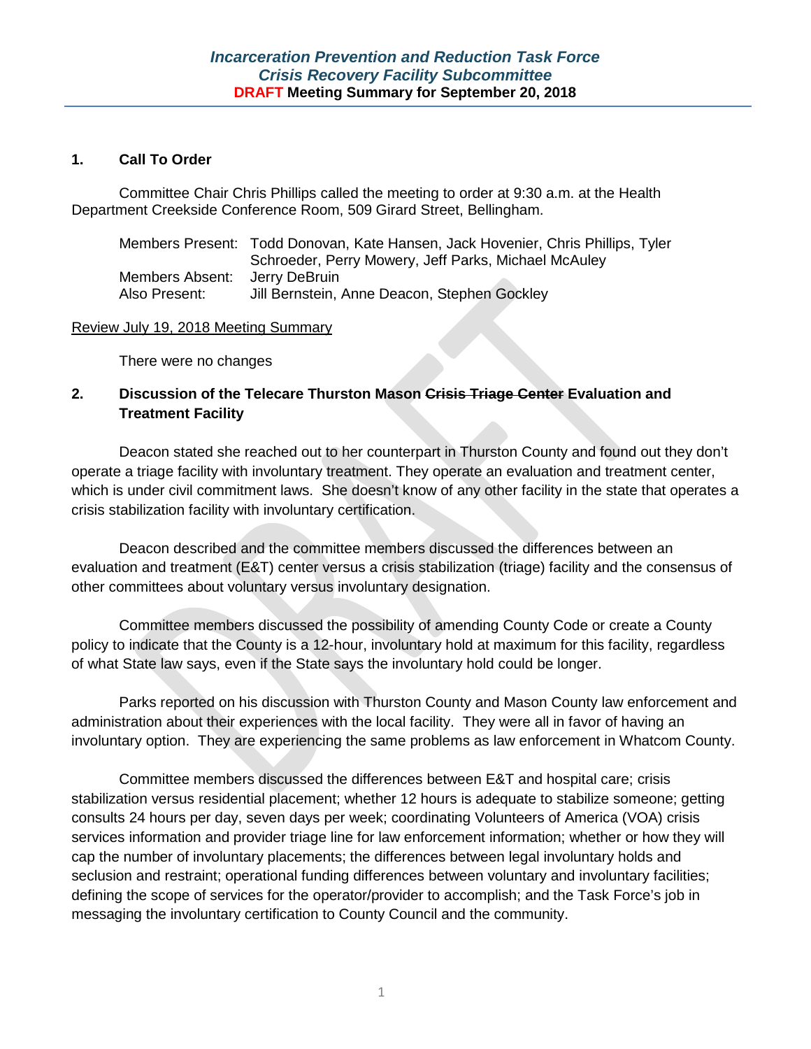# *Incarceration Prevention and Reduction Task Force*
## *Crisis Recovery Facility Subcommittee*
### DRAFT Meeting Summary for September 20, 2018

**1. Call To Order**

Committee Chair Chris Phillips called the meeting to order at 9:30 a.m. at the Health Department Creekside Conference Room, 509 Girard Street, Bellingham.

| | |
|---|---|
| Members Present: | Todd Donovan, Kate Hansen, Jack Hovenier, Chris Phillips, Tyler Schroeder, Perry Mowery, Jeff Parks, Michael McAuley |
| Members Absent: | Jerry DeBruin |
| Also Present: | Jill Bernstein, Anne Deacon, Stephen Gockley |

Review July 19, 2018 Meeting Summary

There were no changes

**2. Discussion of the Telecare Thurston Mason ~~Crisis Triage Center~~ Evaluation and Treatment Facility**

Deacon stated she reached out to her counterpart in Thurston County and found out they don't operate a triage facility with involuntary treatment. They operate an evaluation and treatment center, which is under civil commitment laws. She doesn't know of any other facility in the state that operates a crisis stabilization facility with involuntary certification.

Deacon described and the committee members discussed the differences between an evaluation and treatment (E&T) center versus a crisis stabilization (triage) facility and the consensus of other committees about voluntary versus involuntary designation.

Committee members discussed the possibility of amending County Code or create a County policy to indicate that the County is a 12-hour, involuntary hold at maximum for this facility, regardless of what State law says, even if the State says the involuntary hold could be longer.

Parks reported on his discussion with Thurston County and Mason County law enforcement and administration about their experiences with the local facility. They were all in favor of having an involuntary option. They are experiencing the same problems as law enforcement in Whatcom County.

Committee members discussed the differences between E&T and hospital care; crisis stabilization versus residential placement; whether 12 hours is adequate to stabilize someone; getting consults 24 hours per day, seven days per week; coordinating Volunteers of America (VOA) crisis services information and provider triage line for law enforcement information; whether or how they will cap the number of involuntary placements; the differences between legal involuntary holds and seclusion and restraint; operational funding differences between voluntary and involuntary facilities; defining the scope of services for the operator/provider to accomplish; and the Task Force's job in messaging the involuntary certification to County Council and the community.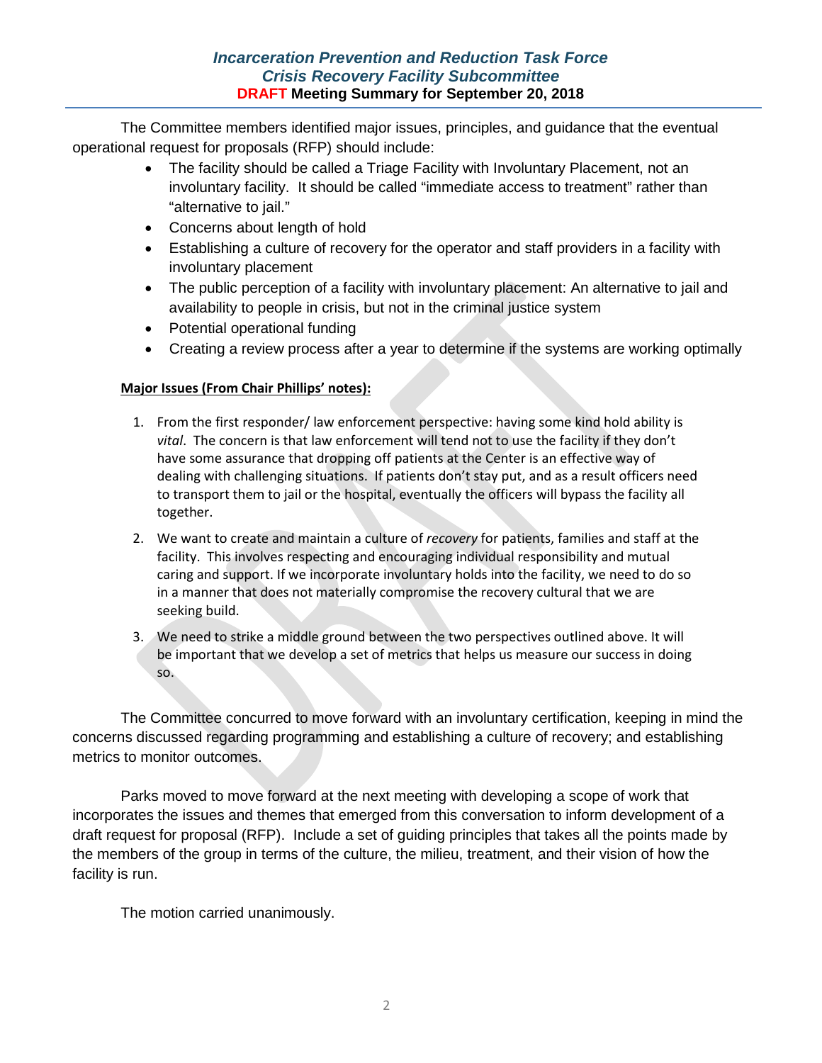The Committee members identified major issues, principles, and guidance that the eventual operational request for proposals (RFP) should include:

- The facility should be called a Triage Facility with Involuntary Placement, not an involuntary facility. It should be called "immediate access to treatment" rather than "alternative to jail."
- Concerns about length of hold
- Establishing a culture of recovery for the operator and staff providers in a facility with involuntary placement
- The public perception of a facility with involuntary placement: An alternative to jail and availability to people in crisis, but not in the criminal justice system
- Potential operational funding
- Creating a review process after a year to determine if the systems are working optimally

**Major Issues (From Chair Phillips' notes):**

1. From the first responder/ law enforcement perspective: having some kind hold ability is *vital*. The concern is that law enforcement will tend not to use the facility if they don't have some assurance that dropping off patients at the Center is an effective way of dealing with challenging situations. If patients don't stay put, and as a result officers need to transport them to jail or the hospital, eventually the officers will bypass the facility all together.
2. We want to create and maintain a culture of *recovery* for patients, families and staff at the facility. This involves respecting and encouraging individual responsibility and mutual caring and support. If we incorporate involuntary holds into the facility, we need to do so in a manner that does not materially compromise the recovery cultural that we are seeking build.
3. We need to strike a middle ground between the two perspectives outlined above. It will be important that we develop a set of metrics that helps us measure our success in doing so.

The Committee concurred to move forward with an involuntary certification, keeping in mind the concerns discussed regarding programming and establishing a culture of recovery; and establishing metrics to monitor outcomes.

Parks moved to move forward at the next meeting with developing a scope of work that incorporates the issues and themes that emerged from this conversation to inform development of a draft request for proposal (RFP). Include a set of guiding principles that takes all the points made by the members of the group in terms of the culture, the milieu, treatment, and their vision of how the facility is run.

The motion carried unanimously.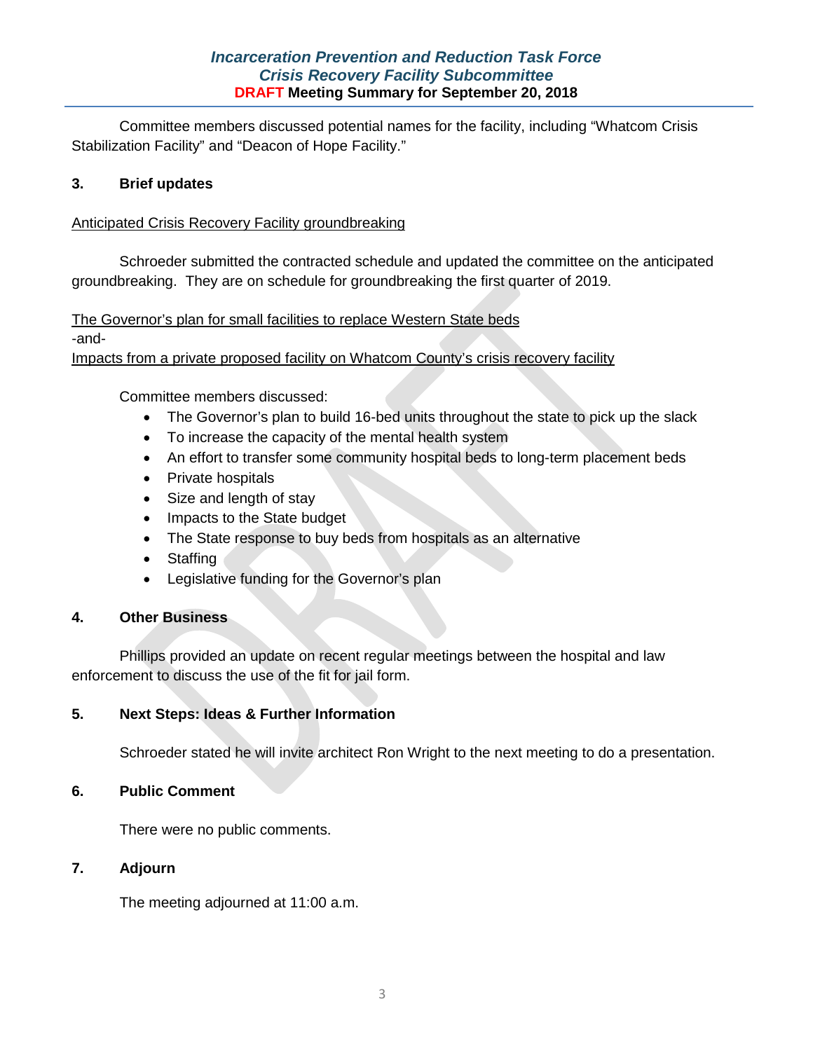Committee members discussed potential names for the facility, including “Whatcom Crisis Stabilization Facility” and “Deacon of Hope Facility.”

## 3. Brief updates

Anticipated Crisis Recovery Facility groundbreaking

Schroeder submitted the contracted schedule and updated the committee on the anticipated groundbreaking. They are on schedule for groundbreaking the first quarter of 2019.

The Governor’s plan for small facilities to replace Western State beds
-and-
Impacts from a private proposed facility on Whatcom County’s crisis recovery facility

Committee members discussed:

- The Governor’s plan to build 16-bed units throughout the state to pick up the slack
- To increase the capacity of the mental health system
- An effort to transfer some community hospital beds to long-term placement beds
- Private hospitals
- Size and length of stay
- Impacts to the State budget
- The State response to buy beds from hospitals as an alternative
- Staffing
- Legislative funding for the Governor’s plan

## 4. Other Business

Phillips provided an update on recent regular meetings between the hospital and law enforcement to discuss the use of the fit for jail form.

## 5. Next Steps: Ideas & Further Information

Schroeder stated he will invite architect Ron Wright to the next meeting to do a presentation.

## 6. Public Comment

There were no public comments.

## 7. Adjourn

The meeting adjourned at 11:00 a.m.